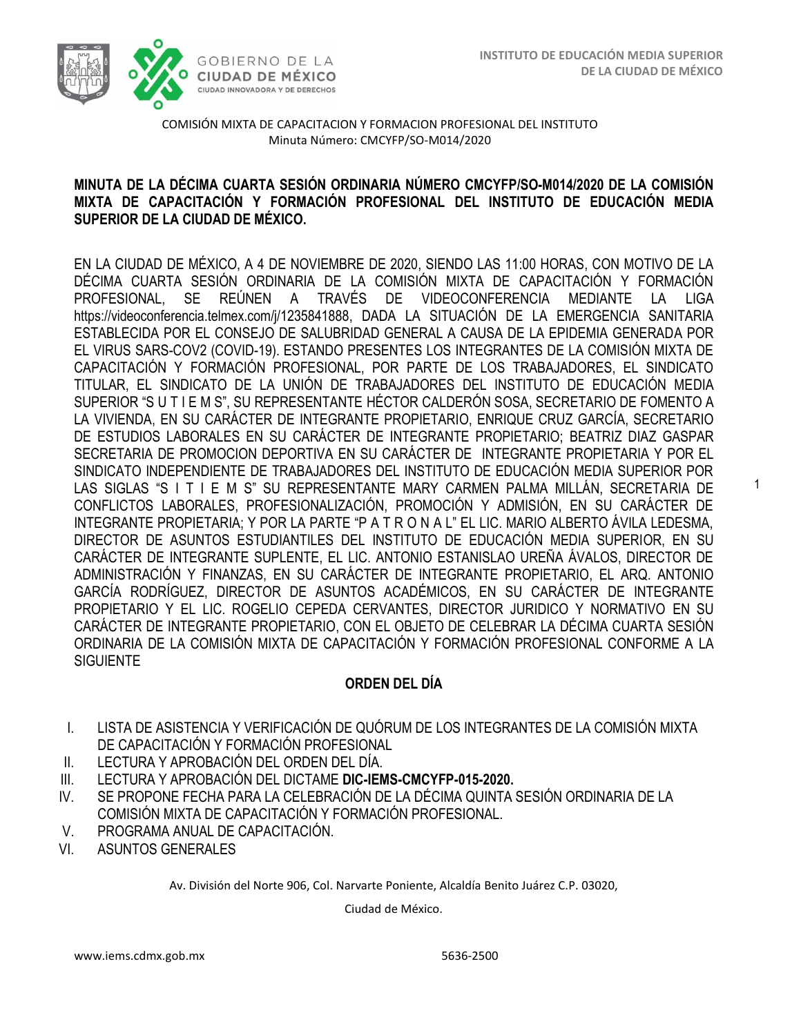COMISIÓN MIXTA DE CAPACITACION Y FORMACION PROFESIONAL DEL INSTITUTO
Minuta Número: CMCYFP/SO-M014/2020

**MINUTA DE LA DÉCIMA CUARTA SESIÓN ORDINARIA NÚMERO CMCYFP/SO-M014/2020 DE LA COMISIÓN MIXTA DE CAPACITACIÓN Y FORMACIÓN PROFESIONAL DEL INSTITUTO DE EDUCACIÓN MEDIA SUPERIOR DE LA CIUDAD DE MÉXICO.**

EN LA CIUDAD DE MÉXICO, A 4 DE NOVIEMBRE DE 2020, SIENDO LAS 11:00 HORAS, CON MOTIVO DE LA DÉCIMA CUARTA SESIÓN ORDINARIA DE LA COMISIÓN MIXTA DE CAPACITACIÓN Y FORMACIÓN PROFESIONAL, SE REÚNEN A TRAVÉS DE VIDEOCONFERENCIA MEDIANTE LA LIGA https://videoconferencia.telmex.com/j/1235841888, DADA LA SITUACIÓN DE LA EMERGENCIA SANITARIA ESTABLECIDA POR EL CONSEJO DE SALUBRIDAD GENERAL A CAUSA DE LA EPIDEMIA GENERADA POR EL VIRUS SARS-COV2 (COVID-19). ESTANDO PRESENTES LOS INTEGRANTES DE LA COMISIÓN MIXTA DE CAPACITACIÓN Y FORMACIÓN PROFESIONAL, POR PARTE DE LOS TRABAJADORES, EL SINDICATO TITULAR, EL SINDICATO DE LA UNIÓN DE TRABAJADORES DEL INSTITUTO DE EDUCACIÓN MEDIA SUPERIOR "S U T I E M S", SU REPRESENTANTE HÉCTOR CALDERÓN SOSA, SECRETARIO DE FOMENTO A LA VIVIENDA, EN SU CARÁCTER DE INTEGRANTE PROPIETARIO, ENRIQUE CRUZ GARCÍA, SECRETARIO DE ESTUDIOS LABORALES EN SU CARÁCTER DE INTEGRANTE PROPIETARIO; BEATRIZ DIAZ GASPAR SECRETARIA DE PROMOCION DEPORTIVA EN SU CARÁCTER DE INTEGRANTE PROPIETARIA Y POR EL SINDICATO INDEPENDIENTE DE TRABAJADORES DEL INSTITUTO DE EDUCACIÓN MEDIA SUPERIOR POR LAS SIGLAS "S I T I E M S" SU REPRESENTANTE MARY CARMEN PALMA MILLÁN, SECRETARIA DE CONFLICTOS LABORALES, PROFESIONALIZACIÓN, PROMOCIÓN Y ADMISIÓN, EN SU CARÁCTER DE INTEGRANTE PROPIETARIA; Y POR LA PARTE "P A T R O N A L" EL LIC. MARIO ALBERTO ÁVILA LEDESMA, DIRECTOR DE ASUNTOS ESTUDIANTILES DEL INSTITUTO DE EDUCACIÓN MEDIA SUPERIOR, EN SU CARÁCTER DE INTEGRANTE SUPLENTE, EL LIC. ANTONIO ESTANISLAO UREÑA ÁVALOS, DIRECTOR DE ADMINISTRACIÓN Y FINANZAS, EN SU CARÁCTER DE INTEGRANTE PROPIETARIO, EL ARQ. ANTONIO GARCÍA RODRÍGUEZ, DIRECTOR DE ASUNTOS ACADÉMICOS, EN SU CARÁCTER DE INTEGRANTE PROPIETARIO Y EL LIC. ROGELIO CEPEDA CERVANTES, DIRECTOR JURIDICO Y NORMATIVO EN SU CARÁCTER DE INTEGRANTE PROPIETARIO, CON EL OBJETO DE CELEBRAR LA DÉCIMA CUARTA SESIÓN ORDINARIA DE LA COMISIÓN MIXTA DE CAPACITACIÓN Y FORMACIÓN PROFESIONAL CONFORME A LA SIGUIENTE

## ORDEN DEL DÍA

I. LISTA DE ASISTENCIA Y VERIFICACIÓN DE QUÓRUM DE LOS INTEGRANTES DE LA COMISIÓN MIXTA DE CAPACITACIÓN Y FORMACIÓN PROFESIONAL
II. LECTURA Y APROBACIÓN DEL ORDEN DEL DÍA.
III. LECTURA Y APROBACIÓN DEL DICTAME **DIC-IEMS-CMCYFP-015-2020.**
IV. SE PROPONE FECHA PARA LA CELEBRACIÓN DE LA DÉCIMA QUINTA SESIÓN ORDINARIA DE LA COMISIÓN MIXTA DE CAPACITACIÓN Y FORMACIÓN PROFESIONAL.
V. PROGRAMA ANUAL DE CAPACITACIÓN.
VI. ASUNTOS GENERALES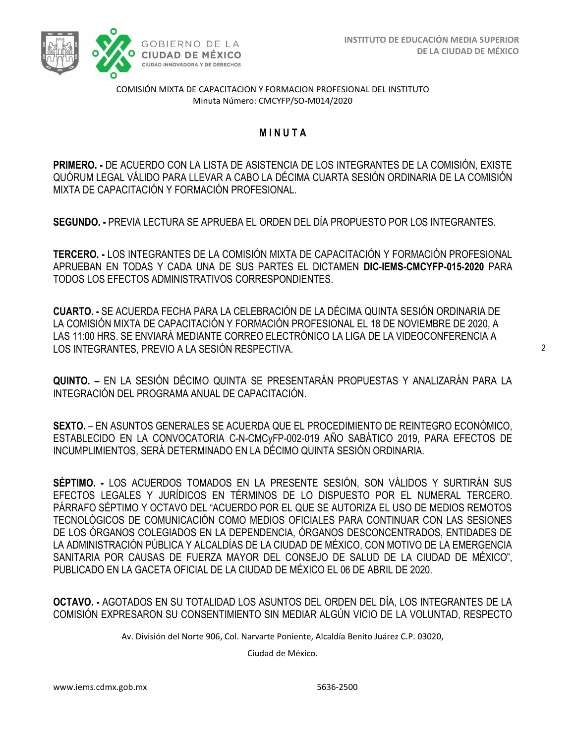COMISIÓN MIXTA DE CAPACITACION Y FORMACION PROFESIONAL DEL INSTITUTO
Minuta Número: CMCYFP/SO-M014/2020

# M I N U T A

**PRIMERO. -** DE ACUERDO CON LA LISTA DE ASISTENCIA DE LOS INTEGRANTES DE LA COMISIÓN, EXISTE QUÓRUM LEGAL VÁLIDO PARA LLEVAR A CABO LA DÉCIMA CUARTA SESIÓN ORDINARIA DE LA COMISIÓN MIXTA DE CAPACITACIÓN Y FORMACIÓN PROFESIONAL.

**SEGUNDO. -** PREVIA LECTURA SE APRUEBA EL ORDEN DEL DÍA PROPUESTO POR LOS INTEGRANTES.

**TERCERO. -** LOS INTEGRANTES DE LA COMISIÓN MIXTA DE CAPACITACIÓN Y FORMACIÓN PROFESIONAL APRUEBAN EN TODAS Y CADA UNA DE SUS PARTES EL DICTAMEN **DIC-IEMS-CMCYFP-015-2020** PARA TODOS LOS EFECTOS ADMINISTRATIVOS CORRESPONDIENTES.

**CUARTO. -** SE ACUERDA FECHA PARA LA CELEBRACIÓN DE LA DÉCIMA QUINTA SESIÓN ORDINARIA DE LA COMISIÓN MIXTA DE CAPACITACIÓN Y FORMACIÓN PROFESIONAL EL 18 DE NOVIEMBRE DE 2020, A LAS 11:00 HRS. SE ENVIARÁ MEDIANTE CORREO ELECTRÓNICO LA LIGA DE LA VIDEOCONFERENCIA A LOS INTEGRANTES, PREVIO A LA SESIÓN RESPECTIVA.

**QUINTO. –** EN LA SESIÓN DÉCIMO QUINTA SE PRESENTARÁN PROPUESTAS Y ANALIZARÁN PARA LA INTEGRACIÓN DEL PROGRAMA ANUAL DE CAPACITACIÓN.

**SEXTO.** – EN ASUNTOS GENERALES SE ACUERDA QUE EL PROCEDIMIENTO DE REINTEGRO ECONÓMICO, ESTABLECIDO EN LA CONVOCATORIA C-N-CMCyFP-002-019 AÑO SABÁTICO 2019, PARA EFECTOS DE INCUMPLIMIENTOS, SERÁ DETERMINADO EN LA DÉCIMO QUINTA SESIÓN ORDINARIA.

**SÉPTIMO. -** LOS ACUERDOS TOMADOS EN LA PRESENTE SESIÓN, SON VÁLIDOS Y SURTIRÁN SUS EFECTOS LEGALES Y JURÍDICOS EN TÉRMINOS DE LO DISPUESTO POR EL NUMERAL TERCERO. PÁRRAFO SÉPTIMO Y OCTAVO DEL "ACUERDO POR EL QUE SE AUTORIZA EL USO DE MEDIOS REMOTOS TECNOLÓGICOS DE COMUNICACIÓN COMO MEDIOS OFICIALES PARA CONTINUAR CON LAS SESIONES DE LOS ÓRGANOS COLEGIADOS EN LA DEPENDENCIA, ÓRGANOS DESCONCENTRADOS, ENTIDADES DE LA ADMINISTRACIÓN PÚBLICA Y ALCALDÍAS DE LA CIUDAD DE MÉXICO, CON MOTIVO DE LA EMERGENCIA SANITARIA POR CAUSAS DE FUERZA MAYOR DEL CONSEJO DE SALUD DE LA CIUDAD DE MÉXICO", PUBLICADO EN LA GACETA OFICIAL DE LA CIUDAD DE MÉXICO EL 06 DE ABRIL DE 2020.

**OCTAVO. -** AGOTADOS EN SU TOTALIDAD LOS ASUNTOS DEL ORDEN DEL DÍA, LOS INTEGRANTES DE LA COMISIÓN EXPRESARON SU CONSENTIMIENTO SIN MEDIAR ALGÚN VICIO DE LA VOLUNTAD, RESPECTO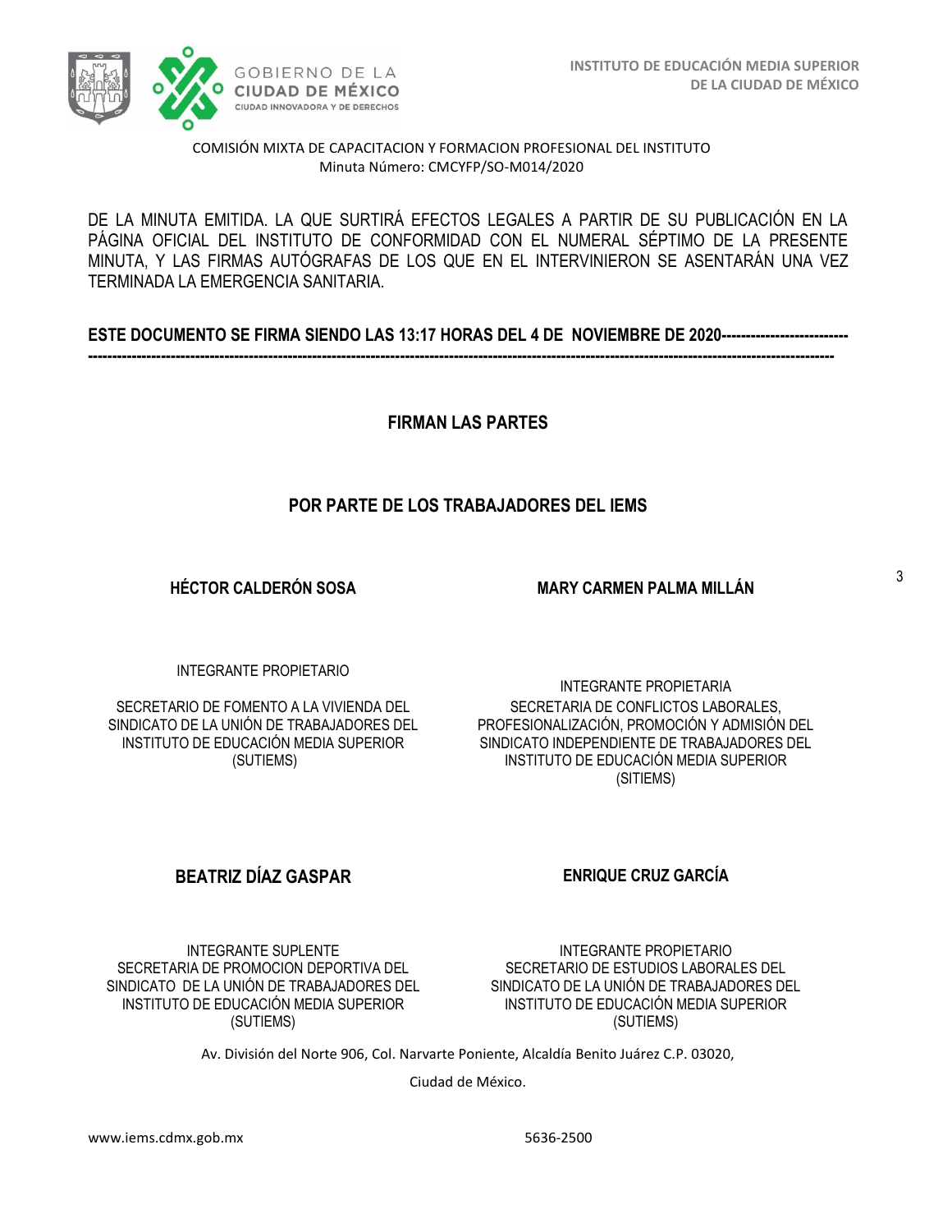DE LA MINUTA EMITIDA. LA QUE SURTIRÁ EFECTOS LEGALES A PARTIR DE SU PUBLICACIÓN EN LA PÁGINA OFICIAL DEL INSTITUTO DE CONFORMIDAD CON EL NUMERAL SÉPTIMO DE LA PRESENTE MINUTA, Y LAS FIRMAS AUTÓGRAFAS DE LOS QUE EN EL INTERVINIERON SE ASENTARÁN UNA VEZ TERMINADA LA EMERGENCIA SANITARIA.

**ESTE DOCUMENTO SE FIRMA SIENDO LAS 13:17 HORAS DEL 4 DE NOVIEMBRE DE 2020---------------------------------------------------------------------------------------------------------------------------------------------------------------------------------**

**FIRMAN LAS PARTES**

**POR PARTE DE LOS TRABAJADORES DEL IEMS**

**HÉCTOR CALDERÓN SOSA**

INTEGRANTE PROPIETARIO

SECRETARIO DE FOMENTO A LA VIVIENDA DEL SINDICATO DE LA UNIÓN DE TRABAJADORES DEL INSTITUTO DE EDUCACIÓN MEDIA SUPERIOR (SUTIEMS)

**MARY CARMEN PALMA MILLÁN**

INTEGRANTE PROPIETARIA

SECRETARIA DE CONFLICTOS LABORALES, PROFESIONALIZACIÓN, PROMOCIÓN Y ADMISIÓN DEL SINDICATO INDEPENDIENTE DE TRABAJADORES DEL INSTITUTO DE EDUCACIÓN MEDIA SUPERIOR (SITIEMS)

**BEATRIZ DÍAZ GASPAR**

INTEGRANTE SUPLENTE

SECRETARIA DE PROMOCION DEPORTIVA DEL SINDICATO DE LA UNIÓN DE TRABAJADORES DEL INSTITUTO DE EDUCACIÓN MEDIA SUPERIOR (SUTIEMS)

**ENRIQUE CRUZ GARCÍA**

INTEGRANTE PROPIETARIO

SECRETARIO DE ESTUDIOS LABORALES DEL SINDICATO DE LA UNIÓN DE TRABAJADORES DEL INSTITUTO DE EDUCACIÓN MEDIA SUPERIOR (SUTIEMS)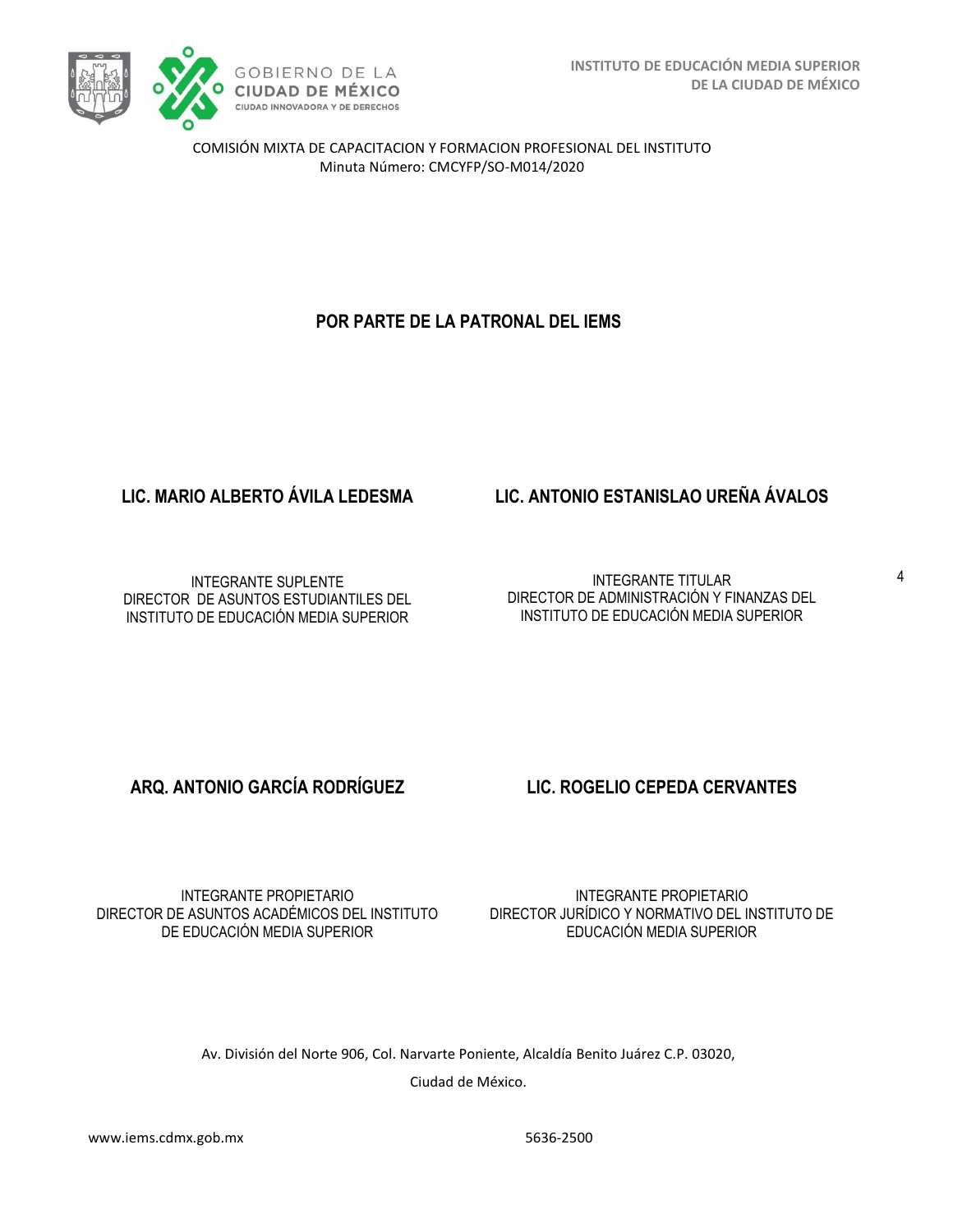COMISIÓN MIXTA DE CAPACITACION Y FORMACION PROFESIONAL DEL INSTITUTO
Minuta Número: CMCYFP/SO-M014/2020

**POR PARTE DE LA PATRONAL DEL IEMS**

**LIC. MARIO ALBERTO ÁVILA LEDESMA**

INTEGRANTE SUPLENTE
DIRECTOR DE ASUNTOS ESTUDIANTILES DEL INSTITUTO DE EDUCACIÓN MEDIA SUPERIOR

**LIC. ANTONIO ESTANISLAO UREÑA ÁVALOS**

INTEGRANTE TITULAR
DIRECTOR DE ADMINISTRACIÓN Y FINANZAS DEL INSTITUTO DE EDUCACIÓN MEDIA SUPERIOR

**ARQ. ANTONIO GARCÍA RODRÍGUEZ**

INTEGRANTE PROPIETARIO
DIRECTOR DE ASUNTOS ACADÉMICOS DEL INSTITUTO DE EDUCACIÓN MEDIA SUPERIOR

**LIC. ROGELIO CEPEDA CERVANTES**

INTEGRANTE PROPIETARIO
DIRECTOR JURÍDICO Y NORMATIVO DEL INSTITUTO DE EDUCACIÓN MEDIA SUPERIOR